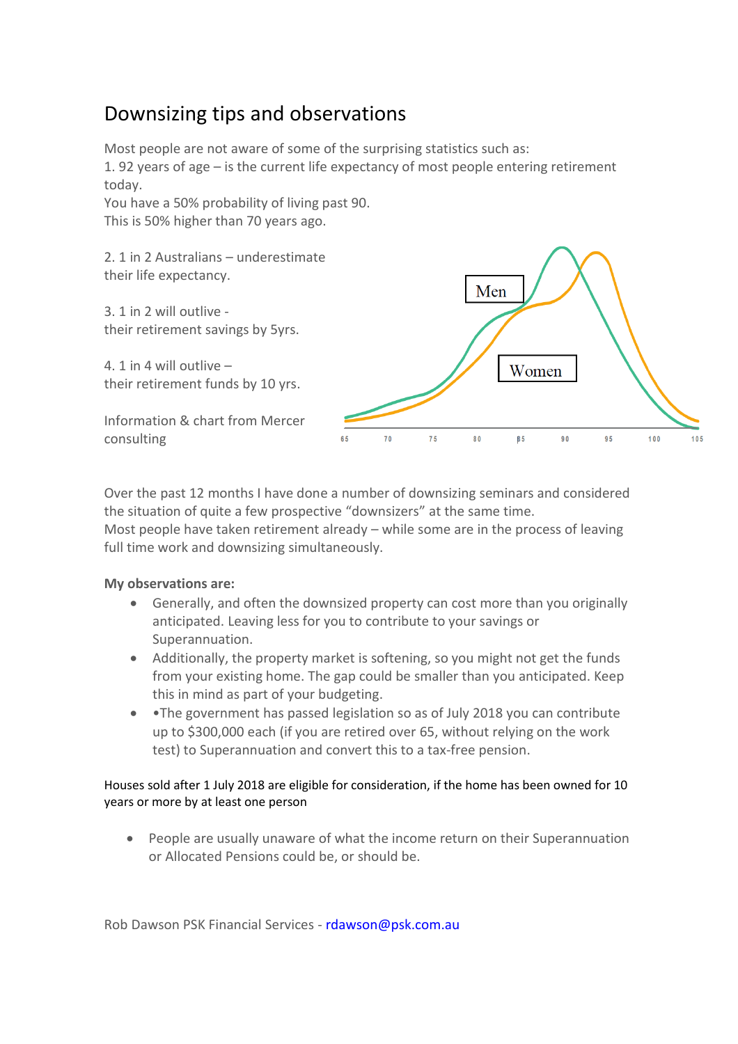# Downsizing tips and observations

Most people are not aware of some of the surprising statistics such as:
1. 92 years of age – is the current life expectancy of most people entering retirement today.
You have a 50% probability of living past 90.
This is 50% higher than 70 years ago.

2. 1 in 2 Australians – underestimate their life expectancy.

3. 1 in 2 will outlive - their retirement savings by 5yrs.

4. 1 in 4 will outlive – their retirement funds by 10 yrs.

Information & chart from Mercer consulting

Over the past 12 months I have done a number of downsizing seminars and considered the situation of quite a few prospective "downsizers" at the same time.
Most people have taken retirement already – while some are in the process of leaving full time work and downsizing simultaneously.

**My observations are:**

- Generally, and often the downsized property can cost more than you originally anticipated. Leaving less for you to contribute to your savings or Superannuation.
- Additionally, the property market is softening, so you might not get the funds from your existing home. The gap could be smaller than you anticipated. Keep this in mind as part of your budgeting.
- •The government has passed legislation so as of July 2018 you can contribute up to $300,000 each (if you are retired over 65, without relying on the work test) to Superannuation and convert this to a tax-free pension.

Houses sold after 1 July 2018 are eligible for consideration, if the home has been owned for 10 years or more by at least one person

- People are usually unaware of what the income return on their Superannuation or Allocated Pensions could be, or should be.

Rob Dawson PSK Financial Services - rdawson@psk.com.au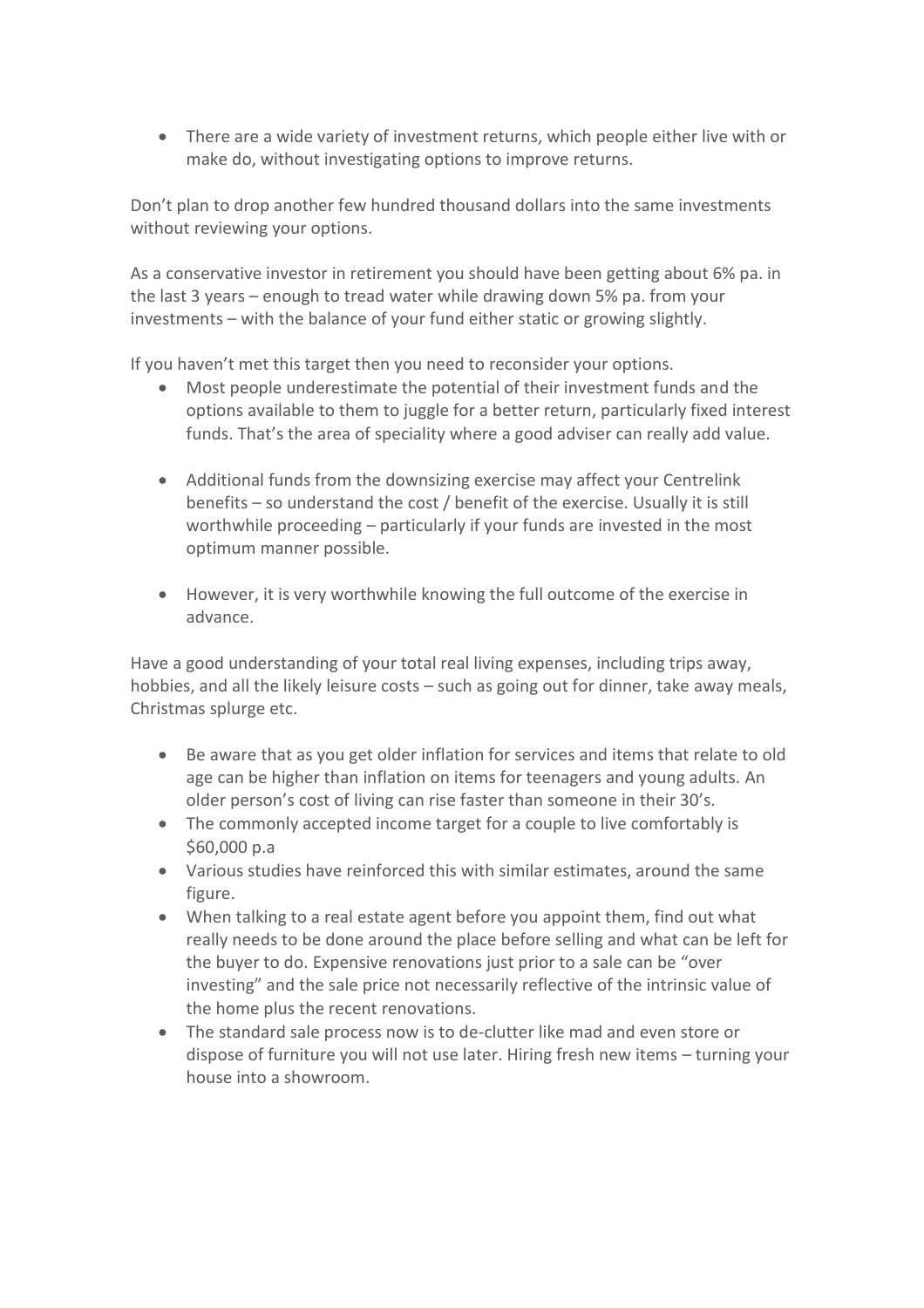- There are a wide variety of investment returns, which people either live with or make do, without investigating options to improve returns.

Don't plan to drop another few hundred thousand dollars into the same investments without reviewing your options.

As a conservative investor in retirement you should have been getting about 6% pa. in the last 3 years – enough to tread water while drawing down 5% pa. from your investments – with the balance of your fund either static or growing slightly.

If you haven't met this target then you need to reconsider your options.

- Most people underestimate the potential of their investment funds and the options available to them to juggle for a better return, particularly fixed interest funds. That's the area of speciality where a good adviser can really add value.

- Additional funds from the downsizing exercise may affect your Centrelink benefits – so understand the cost / benefit of the exercise. Usually it is still worthwhile proceeding – particularly if your funds are invested in the most optimum manner possible.

- However, it is very worthwhile knowing the full outcome of the exercise in advance.

Have a good understanding of your total real living expenses, including trips away, hobbies, and all the likely leisure costs – such as going out for dinner, take away meals, Christmas splurge etc.

- Be aware that as you get older inflation for services and items that relate to old age can be higher than inflation on items for teenagers and young adults. An older person's cost of living can rise faster than someone in their 30's.
- The commonly accepted income target for a couple to live comfortably is $60,000 p.a
- Various studies have reinforced this with similar estimates, around the same figure.
- When talking to a real estate agent before you appoint them, find out what really needs to be done around the place before selling and what can be left for the buyer to do. Expensive renovations just prior to a sale can be "over investing" and the sale price not necessarily reflective of the intrinsic value of the home plus the recent renovations.
- The standard sale process now is to de-clutter like mad and even store or dispose of furniture you will not use later. Hiring fresh new items – turning your house into a showroom.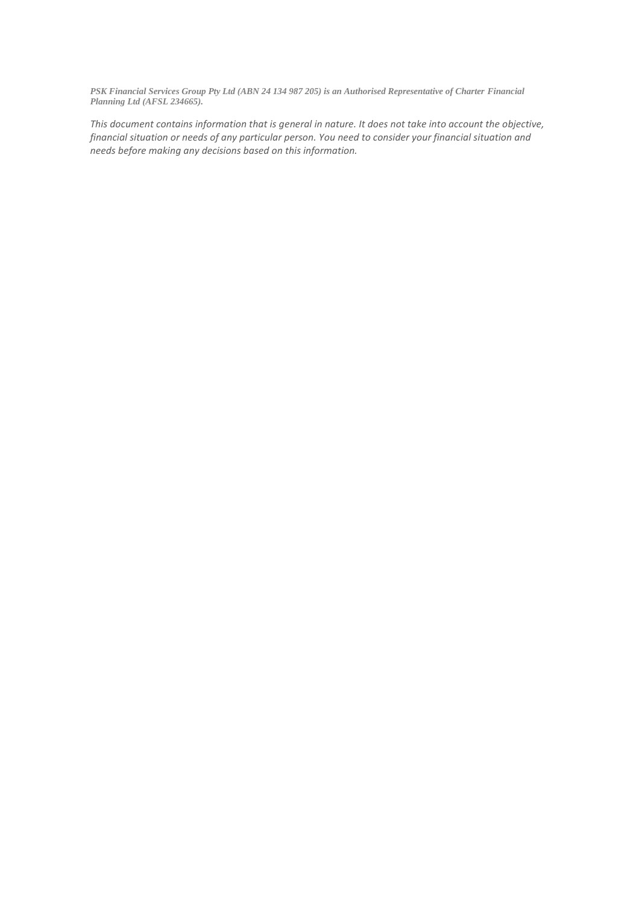***PSK Financial Services Group Pty Ltd (ABN 24 134 987 205) is an Authorised Representative of Charter Financial Planning Ltd (AFSL 234665).***

*This document contains information that is general in nature. It does not take into account the objective, financial situation or needs of any particular person. You need to consider your financial situation and needs before making any decisions based on this information.*